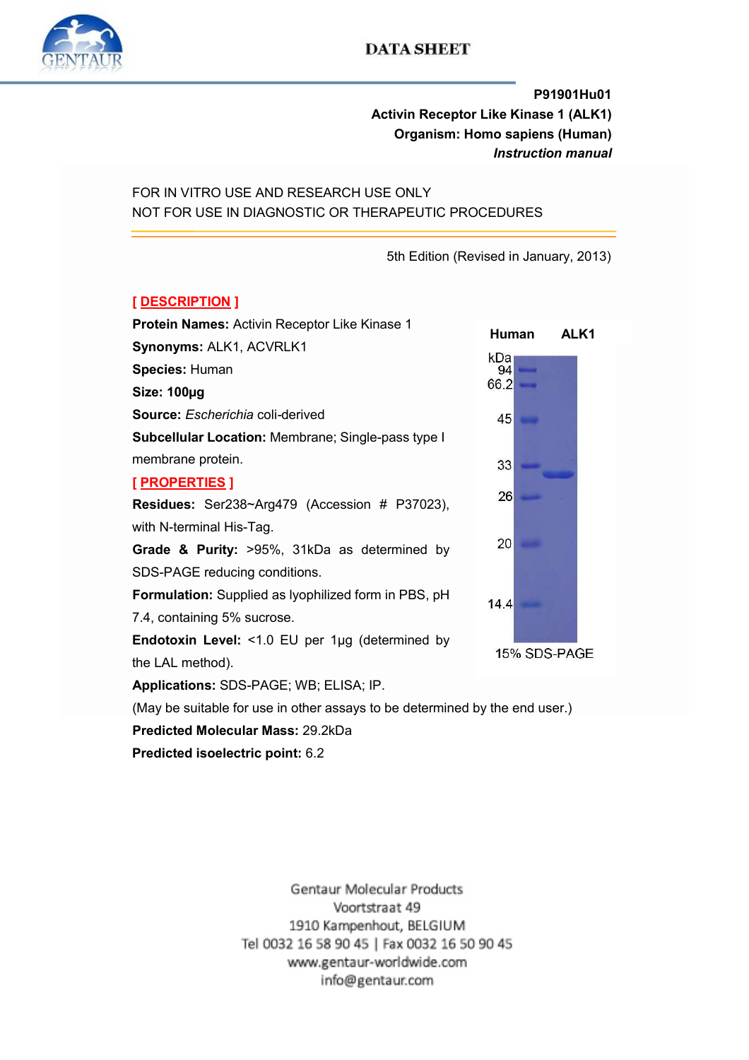# DATA SHEET

**P91901Hu01**
**Activin Receptor Like Kinase 1 (ALK1)**
**Organism: Homo sapiens (Human)**
***Instruction manual***

FOR IN VITRO USE AND RESEARCH USE ONLY
NOT FOR USE IN DIAGNOSTIC OR THERAPEUTIC PROCEDURES

5th Edition (Revised in January, 2013)

## [ DESCRIPTION ]

**Protein Names:** Activin Receptor Like Kinase 1
**Synonyms:** ALK1, ACVRLK1
**Species:** Human
**Size: 100µg**
**Source:** *Escherichia* coli-derived
**Subcellular Location:** Membrane; Single-pass type I membrane protein.

## [ PROPERTIES ]

**Residues:** Ser238~Arg479 (Accession # P37023), with N-terminal His-Tag.
**Grade & Purity:** >95%, 31kDa as determined by SDS-PAGE reducing conditions.
**Formulation:** Supplied as lyophilized form in PBS, pH 7.4, containing 5% sucrose.
**Endotoxin Level:** <1.0 EU per 1µg (determined by the LAL method).
**Applications:** SDS-PAGE; WB; ELISA; IP.
(May be suitable for use in other assays to be determined by the end user.)
**Predicted Molecular Mass:** 29.2kDa
**Predicted isoelectric point:** 6.2

**Human ALK1**

kDa 94, 66.2, 45, 33, 26, 20, 14.4

15% SDS-PAGE

Gentaur Molecular Products
Voortstraat 49
1910 Kampenhout, BELGIUM
Tel 0032 16 58 90 45 | Fax 0032 16 50 90 45
www.gentaur-worldwide.com
info@gentaur.com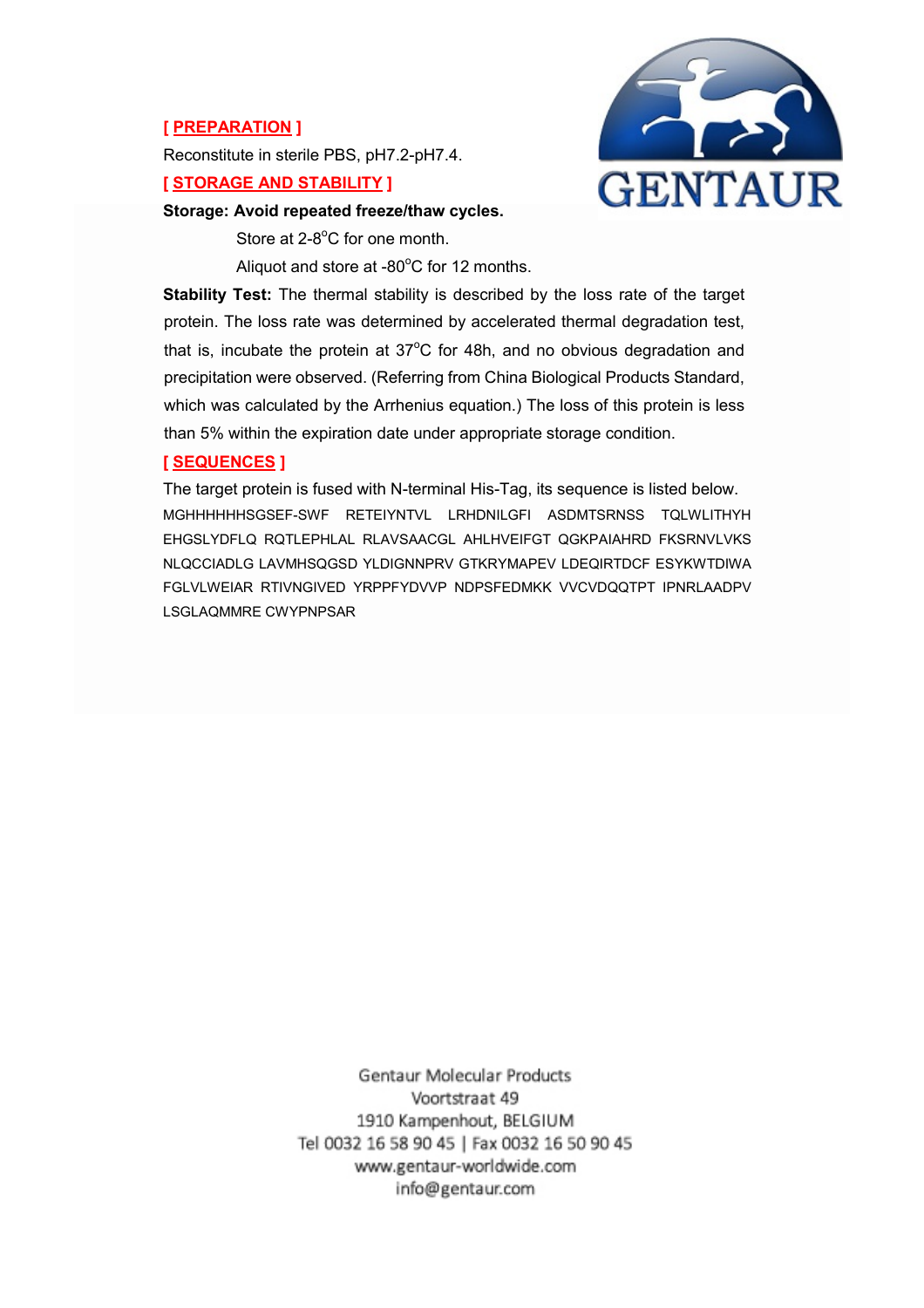**[ PREPARATION ]**

Reconstitute in sterile PBS, pH7.2-pH7.4.

**[ STORAGE AND STABILITY ]**

**Storage: Avoid repeated freeze/thaw cycles.**

Store at 2-8°C for one month.

Aliquot and store at -80°C for 12 months.

**Stability Test:** The thermal stability is described by the loss rate of the target protein. The loss rate was determined by accelerated thermal degradation test, that is, incubate the protein at 37°C for 48h, and no obvious degradation and precipitation were observed. (Referring from China Biological Products Standard, which was calculated by the Arrhenius equation.) The loss of this protein is less than 5% within the expiration date under appropriate storage condition.

**[ SEQUENCES ]**

The target protein is fused with N-terminal His-Tag, its sequence is listed below.

MGHHHHHHSGSEF-SWF RETEIYNTVL LRHDNILGFI ASDMTSRNSS TQLWLITHYH EHGSLYDFLQ RQTLEPHLAL RLAVSAACGL AHLHVEIFGT QGKPAIAHRD FKSRNVLVKS NLQCCIADLG LAVMHSQGSD YLDIGNNPRV GTKRYMAPEV LDEQIRTDCF ESYKWTDIWA FGLVLWEIAR RTIVNGIVED YRPPFYDVVP NDPSFEDMKK VVCVDQQTPT IPNRLAADPV LSGLAQMMRE CWYPNPSAR

Gentaur Molecular Products
Voortstraat 49
1910 Kampenhout, BELGIUM
Tel 0032 16 58 90 45 | Fax 0032 16 50 90 45
www.gentaur-worldwide.com
info@gentaur.com